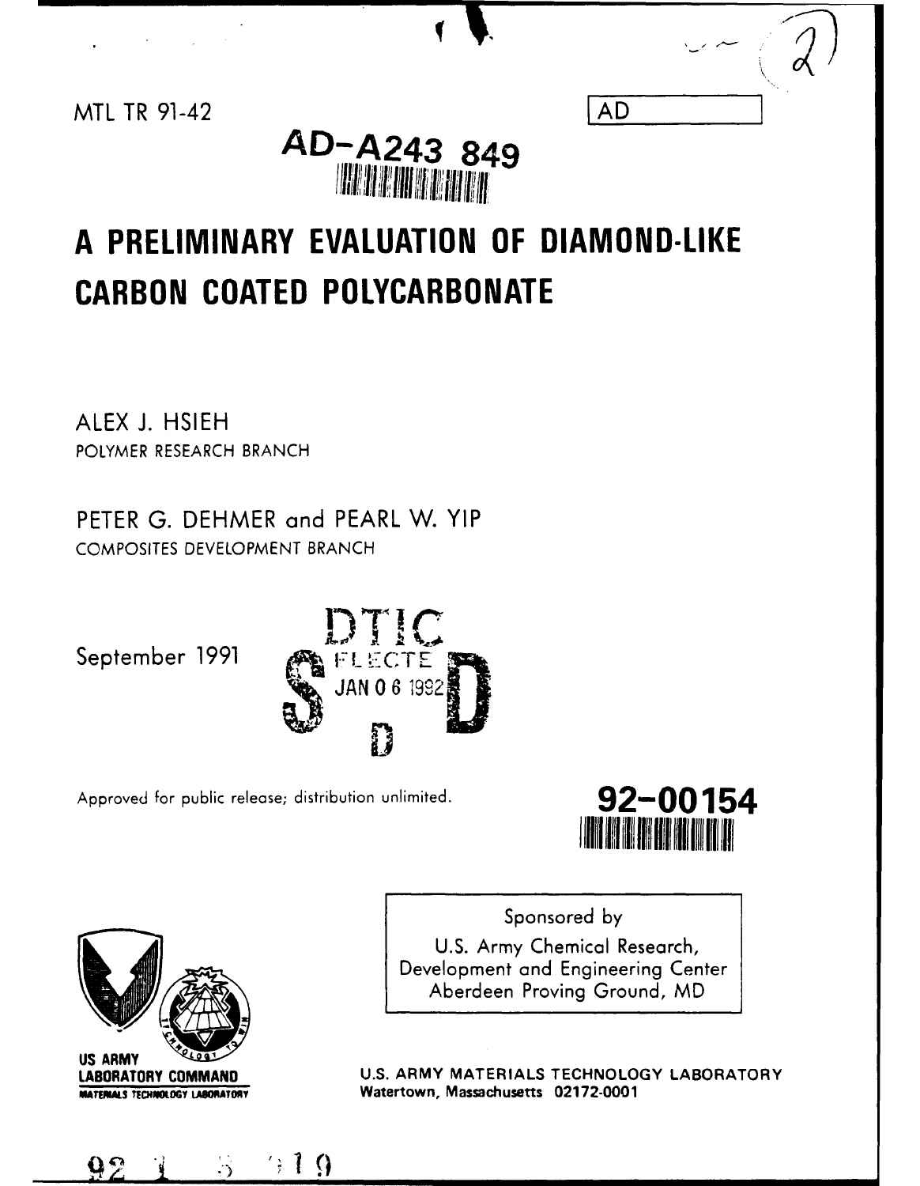MTL TR 91-42

AD

AD-A243 849

# A PRELIMINARY EVALUATION OF DIAMOND-LIKE CARBON COATED POLYCARBONATE

ALEX J. HSIEH
POLYMER RESEARCH BRANCH

PETER G. DEHMER and PEARL W. YIP
COMPOSITES DEVELOPMENT BRANCH

September 1991

DTIC ELECTE JAN 06 1992 S D D

Approved for public release; distribution unlimited.

92-00154

Sponsored by
U.S. Army Chemical Research, Development and Engineering Center
Aberdeen Proving Ground, MD

US ARMY LABORATORY COMMAND
MATERIALS TECHNOLOGY LABORATORY

U.S. ARMY MATERIALS TECHNOLOGY LABORATORY
Watertown, Massachusetts 02172-0001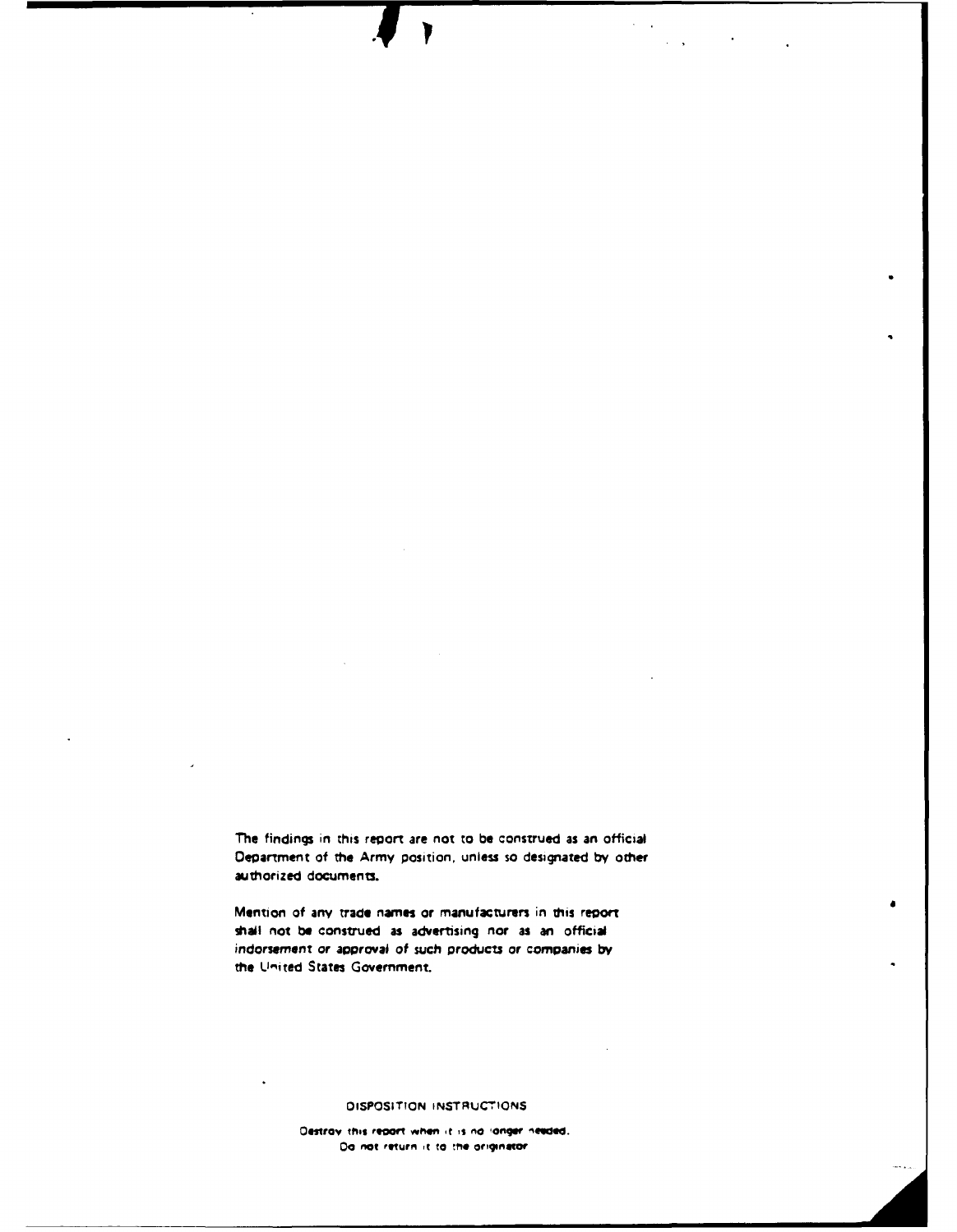The findings in this report are not to be construed as an official Department of the Army position, unless so designated by other authorized documents.

Mention of any trade names or manufacturers in this report shall not be construed as advertising nor as an official indorsement or approval of such products or companies by the United States Government.

DISPOSITION INSTRUCTIONS

Destroy this report when it is no longer needed.
Do not return it to the originator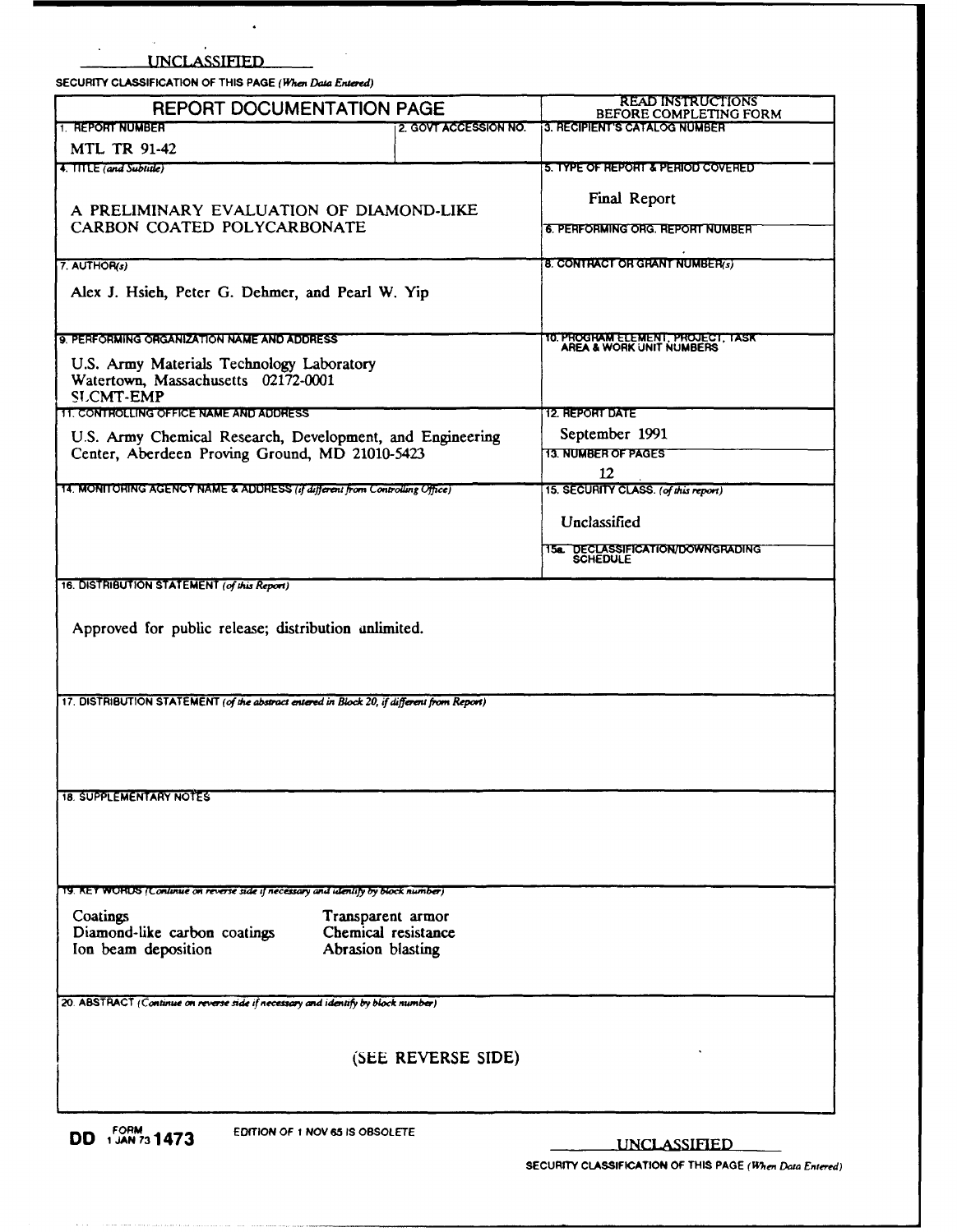UNCLASSIFIED

SECURITY CLASSIFICATION OF THIS PAGE (*When Data Entered*)

| REPORT DOCUMENTATION PAGE | | READ INSTRUCTIONS BEFORE COMPLETING FORM |
|---|---|---|
| 1. REPORT NUMBER<br>MTL TR 91-42 | 2. GOVT ACCESSION NO. | 3. RECIPIENT'S CATALOG NUMBER |
| 4. TITLE (*and Subtitle*)<br>A PRELIMINARY EVALUATION OF DIAMOND-LIKE CARBON COATED POLYCARBONATE | | 5. TYPE OF REPORT & PERIOD COVERED<br>Final Report |
| | | 6. PERFORMING ORG. REPORT NUMBER |
| 7. AUTHOR(s)<br>Alex J. Hsieh, Peter G. Dehmer, and Pearl W. Yip | | 8. CONTRACT OR GRANT NUMBER(s) |
| 9. PERFORMING ORGANIZATION NAME AND ADDRESS<br>U.S. Army Materials Technology Laboratory<br>Watertown, Massachusetts 02172-0001<br>SLCMT-EMP | | 10. PROGRAM ELEMENT, PROJECT, TASK AREA & WORK UNIT NUMBERS |
| 11. CONTROLLING OFFICE NAME AND ADDRESS<br>U.S. Army Chemical Research, Development, and Engineering Center, Aberdeen Proving Ground, MD 21010-5423 | | 12. REPORT DATE<br>September 1991 |
| | | 13. NUMBER OF PAGES<br>12 |
| 14. MONITORING AGENCY NAME & ADDRESS (*if different from Controlling Office*) | | 15. SECURITY CLASS. (*of this report*)<br>Unclassified |
| | | 15a. DECLASSIFICATION/DOWNGRADING SCHEDULE |

16. DISTRIBUTION STATEMENT (*of this Report*)

Approved for public release; distribution unlimited.

17. DISTRIBUTION STATEMENT (*of the abstract entered in Block 20, if different from Report*)

18. SUPPLEMENTARY NOTES

19. KEY WORDS (*Continue on reverse side if necessary and identify by block number*)

| | |
|---|---|
| Coatings | Transparent armor |
| Diamond-like carbon coatings | Chemical resistance |
| Ion beam deposition | Abrasion blasting |

20. ABSTRACT (*Continue on reverse side if necessary and identify by block number*)

(SEE REVERSE SIDE)

DD FORM 1 JAN 73 1473 EDITION OF 1 NOV 65 IS OBSOLETE

UNCLASSIFIED

SECURITY CLASSIFICATION OF THIS PAGE (*When Data Entered*)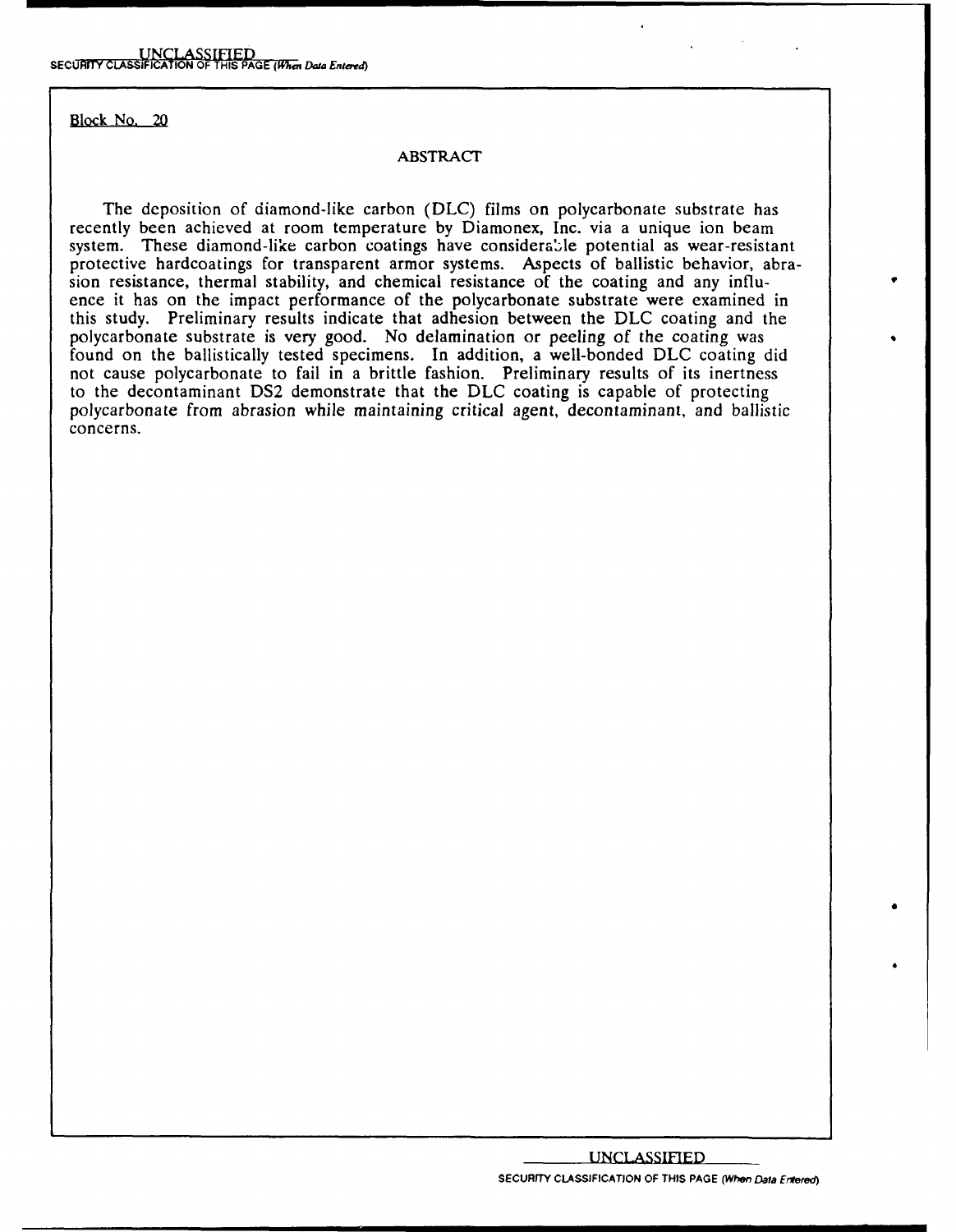Block No. 20

## ABSTRACT

The deposition of diamond-like carbon (DLC) films on polycarbonate substrate has recently been achieved at room temperature by Diamonex, Inc. via a unique ion beam system. These diamond-like carbon coatings have considerable potential as wear-resistant protective hardcoatings for transparent armor systems. Aspects of ballistic behavior, abrasion resistance, thermal stability, and chemical resistance of the coating and any influence it has on the impact performance of the polycarbonate substrate were examined in this study. Preliminary results indicate that adhesion between the DLC coating and the polycarbonate substrate is very good. No delamination or peeling of the coating was found on the ballistically tested specimens. In addition, a well-bonded DLC coating did not cause polycarbonate to fail in a brittle fashion. Preliminary results of its inertness to the decontaminant DS2 demonstrate that the DLC coating is capable of protecting polycarbonate from abrasion while maintaining critical agent, decontaminant, and ballistic concerns.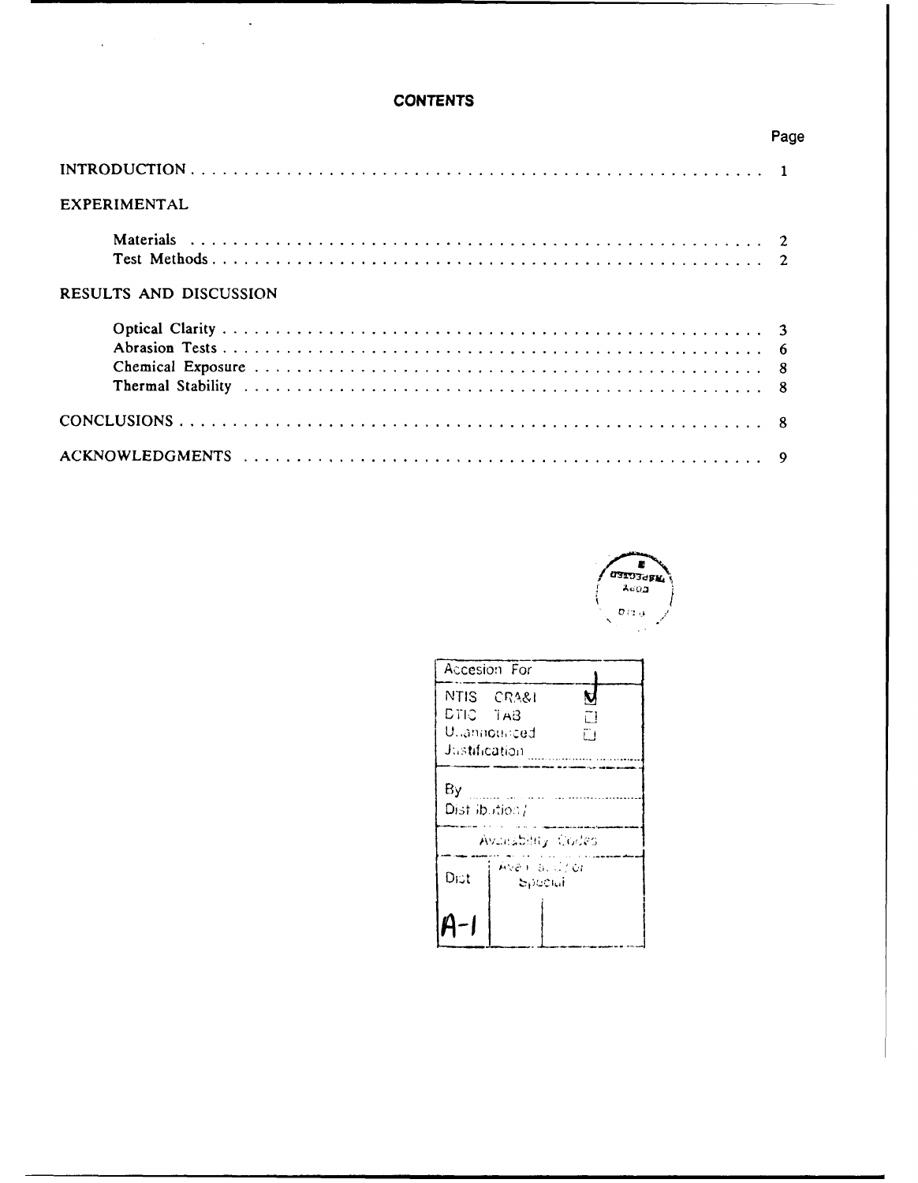# CONTENTS

| | Page |
|---|---|
| INTRODUCTION | 1 |
| EXPERIMENTAL | |
| Materials | 2 |
| Test Methods | 2 |
| RESULTS AND DISCUSSION | |
| Optical Clarity | 3 |
| Abrasion Tests | 6 |
| Chemical Exposure | 8 |
| Thermal Stability | 8 |
| CONCLUSIONS | 8 |
| ACKNOWLEDGMENTS | 9 |

| Accesion For | |
|---|---|
| NTIS CRA&I | ☑ |
| DTIC TAB | ☐ |
| Unannounced | ☐ |
| Justification | |
| By | |
| Distribution / | |
| Availability Codes | |
| Dist | Avail and / or Special |
| A-1 | |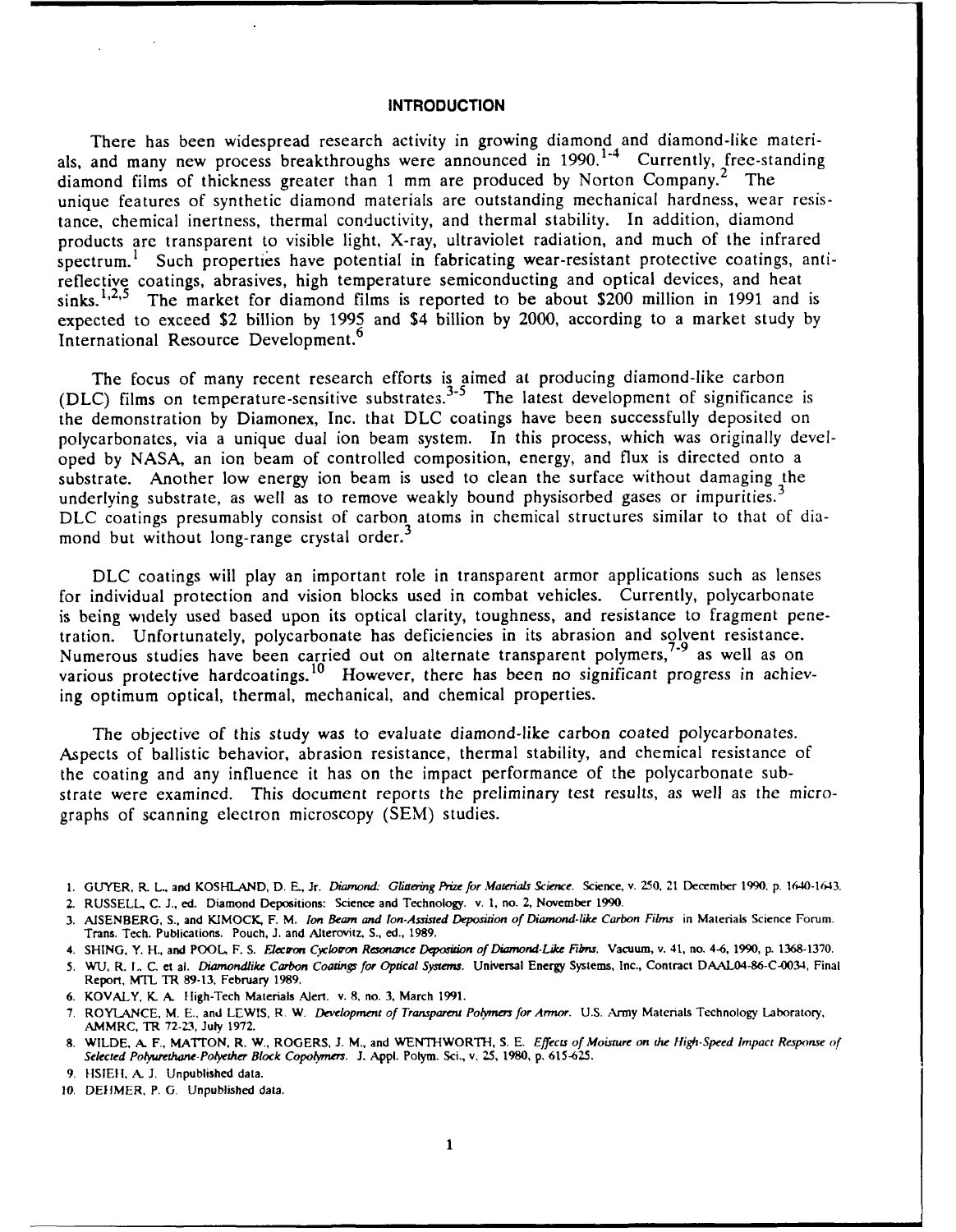## INTRODUCTION

There has been widespread research activity in growing diamond and diamond-like materials, and many new process breakthroughs were announced in 1990.[1-4] Currently, free-standing diamond films of thickness greater than 1 mm are produced by Norton Company.[2] The unique features of synthetic diamond materials are outstanding mechanical hardness, wear resistance, chemical inertness, thermal conductivity, and thermal stability. In addition, diamond products are transparent to visible light, X-ray, ultraviolet radiation, and much of the infrared spectrum.[1] Such properties have potential in fabricating wear-resistant protective coatings, antireflective coatings, abrasives, high temperature semiconducting and optical devices, and heat sinks.[1,2,5] The market for diamond films is reported to be about \$200 million in 1991 and is expected to exceed \$2 billion by 1995 and \$4 billion by 2000, according to a market study by International Resource Development.[6]

The focus of many recent research efforts is aimed at producing diamond-like carbon (DLC) films on temperature-sensitive substrates.[3-5] The latest development of significance is the demonstration by Diamonex, Inc. that DLC coatings have been successfully deposited on polycarbonates, via a unique dual ion beam system. In this process, which was originally developed by NASA, an ion beam of controlled composition, energy, and flux is directed onto a substrate. Another low energy ion beam is used to clean the surface without damaging the underlying substrate, as well as to remove weakly bound physisorbed gases or impurities.[3] DLC coatings presumably consist of carbon atoms in chemical structures similar to that of diamond but without long-range crystal order.[3]

DLC coatings will play an important role in transparent armor applications such as lenses for individual protection and vision blocks used in combat vehicles. Currently, polycarbonate is being widely used based upon its optical clarity, toughness, and resistance to fragment penetration. Unfortunately, polycarbonate has deficiencies in its abrasion and solvent resistance. Numerous studies have been carried out on alternate transparent polymers,[7-9] as well as on various protective hardcoatings.[10] However, there has been no significant progress in achieving optimum optical, thermal, mechanical, and chemical properties.

The objective of this study was to evaluate diamond-like carbon coated polycarbonates. Aspects of ballistic behavior, abrasion resistance, thermal stability, and chemical resistance of the coating and any influence it has on the impact performance of the polycarbonate substrate were examined. This document reports the preliminary test results, as well as the micrographs of scanning electron microscopy (SEM) studies.

1. GUYER, R. L., and KOSHLAND, D. E., Jr. *Diamond: Glittering Prize for Materials Science.* Science, v. 250, 21 December 1990, p. 1640-1643.
2. RUSSELL, C. J., ed. Diamond Depositions: Science and Technology. v. 1, no. 2, November 1990.
3. AISENBERG, S., and KIMOCK, F. M. *Ion Beam and Ion-Assisted Deposition of Diamond-like Carbon Films* in Materials Science Forum. Trans. Tech. Publications. Pouch, J. and Alterovitz, S., ed., 1989.
4. SHING, Y. H., and POOL, F. S. *Electron Cyclotron Resonance Deposition of Diamond-Like Films.* Vacuum, v. 41, no. 4-6, 1990, p. 1368-1370.
5. WU, R. L. C. et al. *Diamondlike Carbon Coatings for Optical Systems.* Universal Energy Systems, Inc., Contract DAAL04-86-C-0034, Final Report, MTL TR 89-13, February 1989.
6. KOVALY, K. A. High-Tech Materials Alert. v. 8, no. 3, March 1991.
7. ROYLANCE, M. E., and LEWIS, R. W. *Development of Transparent Polymers for Armor.* U.S. Army Materials Technology Laboratory, AMMRC, TR 72-23, July 1972.
8. WILDE, A. F., MATTON, R. W., ROGERS, J. M., and WENTHWORTH, S. E. *Effects of Moisture on the High-Speed Impact Response of Selected Polyurethane-Polyether Block Copolymers.* J. Appl. Polym. Sci., v. 25, 1980, p. 615-625.
9. HSIEH, A. J. Unpublished data.
10. DEHMER, P. G. Unpublished data.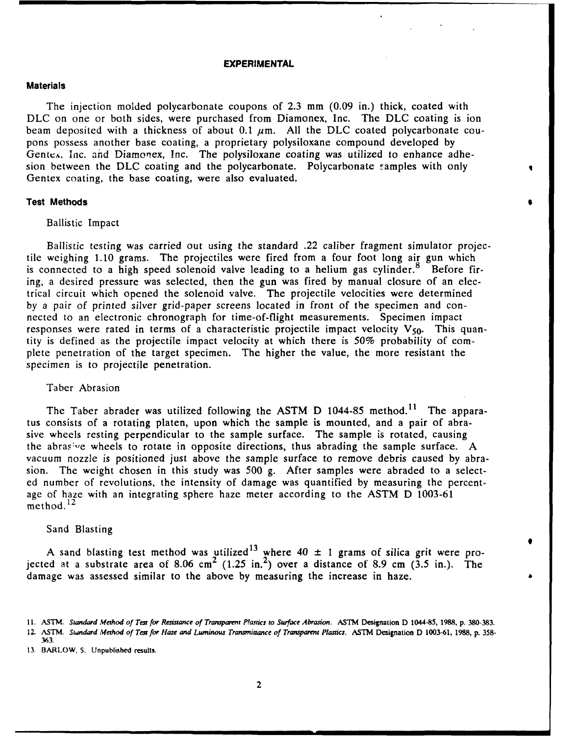# EXPERIMENTAL

## Materials

The injection molded polycarbonate coupons of 2.3 mm (0.09 in.) thick, coated with DLC on one or both sides, were purchased from Diamonex, Inc. The DLC coating is ion beam deposited with a thickness of about 0.1 $\mu$m. All the DLC coated polycarbonate coupons possess another base coating, a proprietary polysiloxane compound developed by Gentex, Inc. and Diamonex, Inc. The polysiloxane coating was utilized to enhance adhesion between the DLC coating and the polycarbonate. Polycarbonate samples with only Gentex coating, the base coating, were also evaluated.

## Test Methods

### Ballistic Impact

Ballistic testing was carried out using the standard .22 caliber fragment simulator projectile weighing 1.10 grams. The projectiles were fired from a four foot long air gun which is connected to a high speed solenoid valve leading to a helium gas cylinder.[8] Before firing, a desired pressure was selected, then the gun was fired by manual closure of an electrical circuit which opened the solenoid valve. The projectile velocities were determined by a pair of printed silver grid-paper screens located in front of the specimen and connected to an electronic chronograph for time-of-flight measurements. Specimen impact responses were rated in terms of a characteristic projectile impact velocity $V_{50}$. This quantity is defined as the projectile impact velocity at which there is 50% probability of complete penetration of the target specimen. The higher the value, the more resistant the specimen is to projectile penetration.

### Taber Abrasion

The Taber abrader was utilized following the ASTM D 1044-85 method.[11] The apparatus consists of a rotating platen, upon which the sample is mounted, and a pair of abrasive wheels resting perpendicular to the sample surface. The sample is rotated, causing the abrasive wheels to rotate in opposite directions, thus abrading the sample surface. A vacuum nozzle is positioned just above the sample surface to remove debris caused by abrasion. The weight chosen in this study was 500 g. After samples were abraded to a selected number of revolutions, the intensity of damage was quantified by measuring the percentage of haze with an integrating sphere haze meter according to the ASTM D 1003-61 method.[12]

### Sand Blasting

A sand blasting test method was utilized[13] where 40 ± 1 grams of silica grit were projected at a substrate area of 8.06 cm$^2$ (1.25 in.$^2$) over a distance of 8.9 cm (3.5 in.). The damage was assessed similar to the above by measuring the increase in haze.

11. ASTM. *Standard Method of Test for Resistance of Transparent Plastics to Surface Abrasion.* ASTM Designation D 1044-85, 1988, p. 380-383.
12. ASTM. *Standard Method of Test for Haze and Luminous Transmittance of Transparent Plastics.* ASTM Designation D 1003-61, 1988, p. 358-363.
13. BARLOW, S. Unpublished results.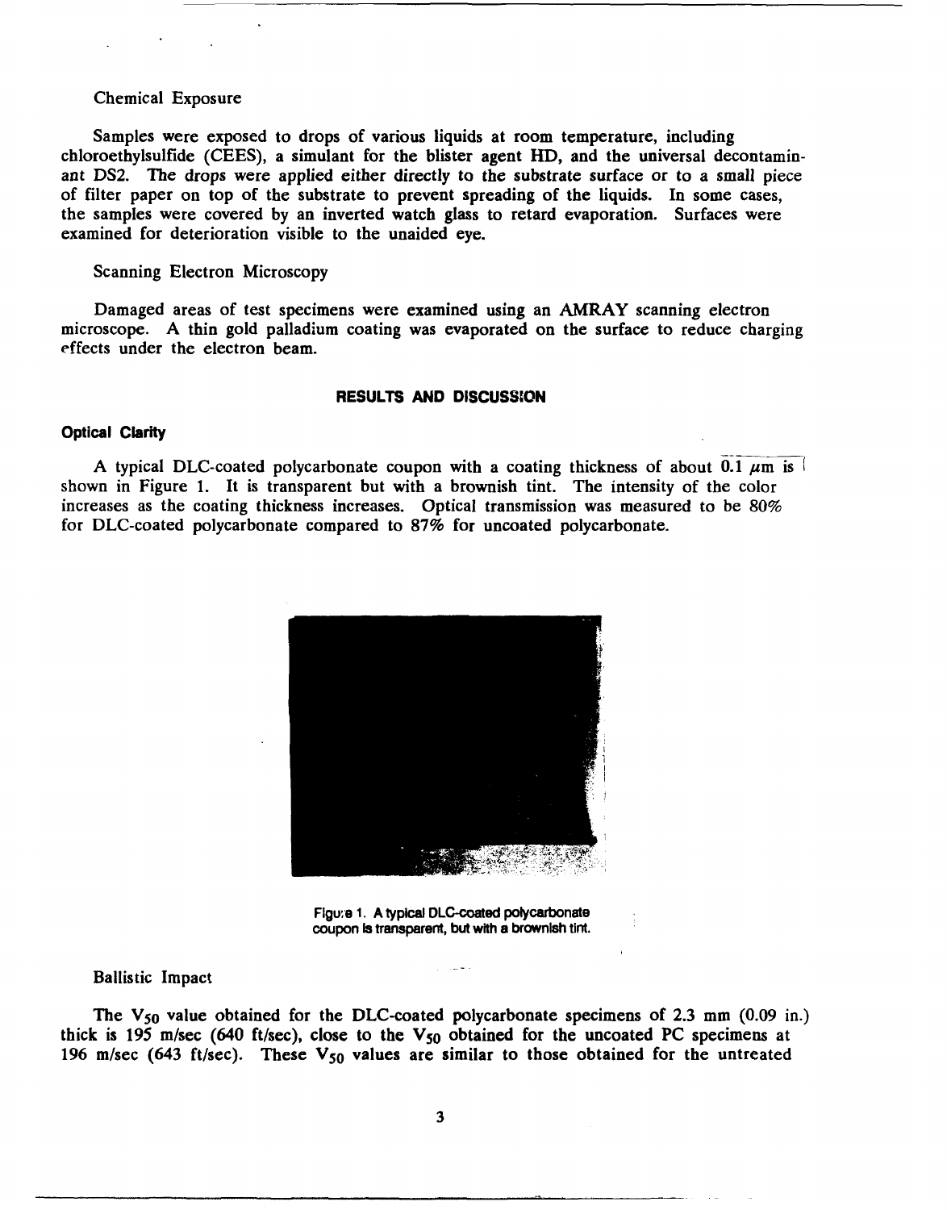Chemical Exposure

Samples were exposed to drops of various liquids at room temperature, including chloroethylsulfide (CEES), a simulant for the blister agent HD, and the universal decontaminant DS2. The drops were applied either directly to the substrate surface or to a small piece of filter paper on top of the substrate to prevent spreading of the liquids. In some cases, the samples were covered by an inverted watch glass to retard evaporation. Surfaces were examined for deterioration visible to the unaided eye.

Scanning Electron Microscopy

Damaged areas of test specimens were examined using an AMRAY scanning electron microscope. A thin gold palladium coating was evaporated on the surface to reduce charging effects under the electron beam.

## RESULTS AND DISCUSSION

### Optical Clarity

A typical DLC-coated polycarbonate coupon with a coating thickness of about 0.1 $\mu m$ is shown in Figure 1. It is transparent but with a brownish tint. The intensity of the color increases as the coating thickness increases. Optical transmission was measured to be 80% for DLC-coated polycarbonate compared to 87% for uncoated polycarbonate.

Figure 1. A typical DLC-coated polycarbonate coupon is transparent, but with a brownish tint.

Ballistic Impact

The $V_{50}$ value obtained for the DLC-coated polycarbonate specimens of 2.3 mm (0.09 in.) thick is 195 m/sec (640 ft/sec), close to the $V_{50}$ obtained for the uncoated PC specimens at 196 m/sec (643 ft/sec). These $V_{50}$ values are similar to those obtained for the untreated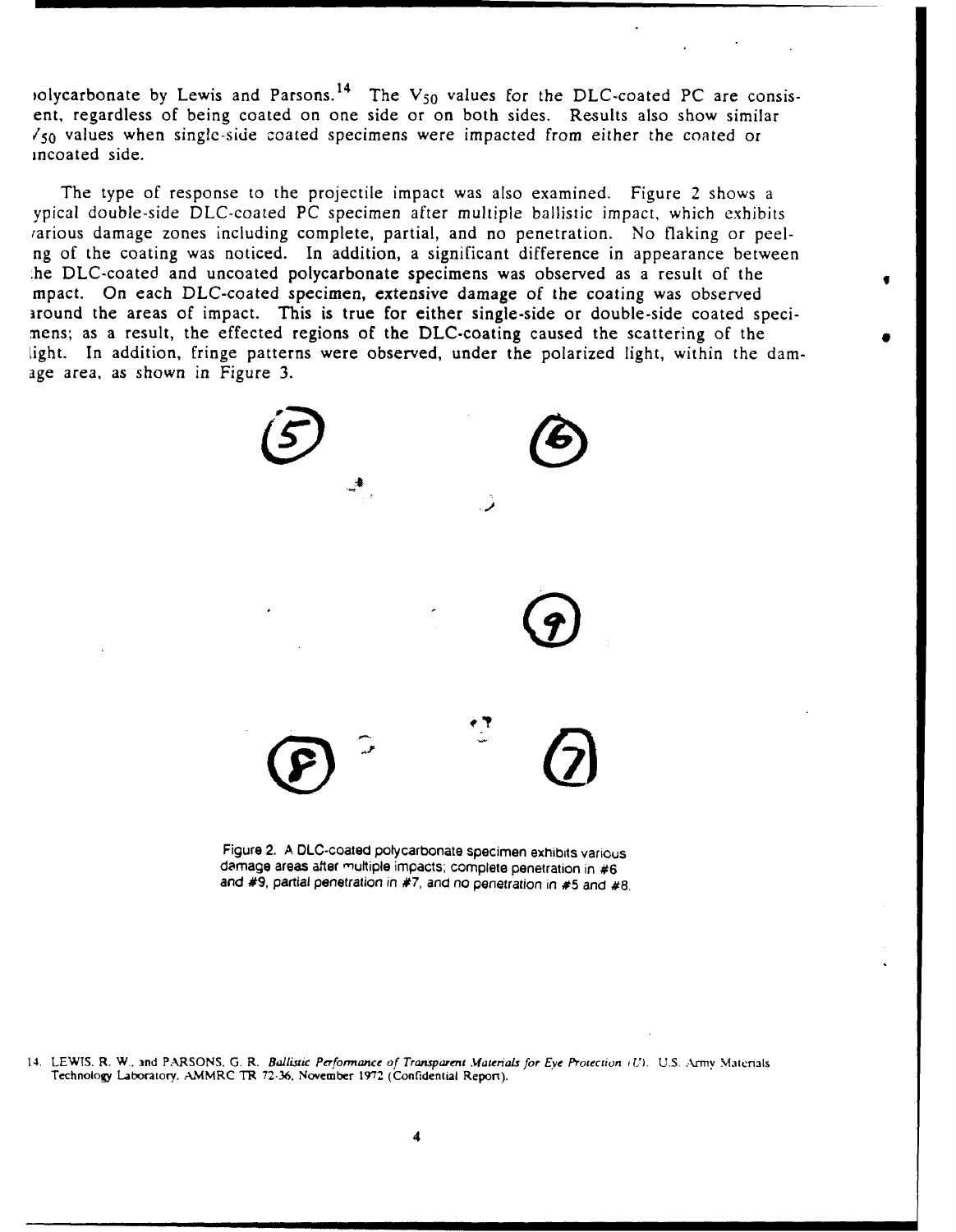polycarbonate by Lewis and Parsons.[14] The $V_{50}$ values for the DLC-coated PC are consistent, regardless of being coated on one side or on both sides. Results also show similar $V_{50}$ values when single-side coated specimens were impacted from either the coated or uncoated side.

The type of response to the projectile impact was also examined. Figure 2 shows a typical double-side DLC-coated PC specimen after multiple ballistic impact, which exhibits various damage zones including complete, partial, and no penetration. No flaking or peeling of the coating was noticed. In addition, a significant difference in appearance between the DLC-coated and uncoated polycarbonate specimens was observed as a result of the impact. On each DLC-coated specimen, extensive damage of the coating was observed around the areas of impact. This is true for either single-side or double-side coated specimens; as a result, the effected regions of the DLC-coating caused the scattering of the light. In addition, fringe patterns were observed, under the polarized light, within the damage area, as shown in Figure 3.

Figure 2. A DLC-coated polycarbonate specimen exhibits various damage areas after multiple impacts; complete penetration in #6 and #9, partial penetration in #7, and no penetration in #5 and #8.

14. LEWIS, R. W., and PARSONS, G. R. *Ballistic Performance of Transparent Materials for Eye Protection (U)*. U.S. Army Materials Technology Laboratory, AMMRC TR 72-36, November 1972 (Confidential Report).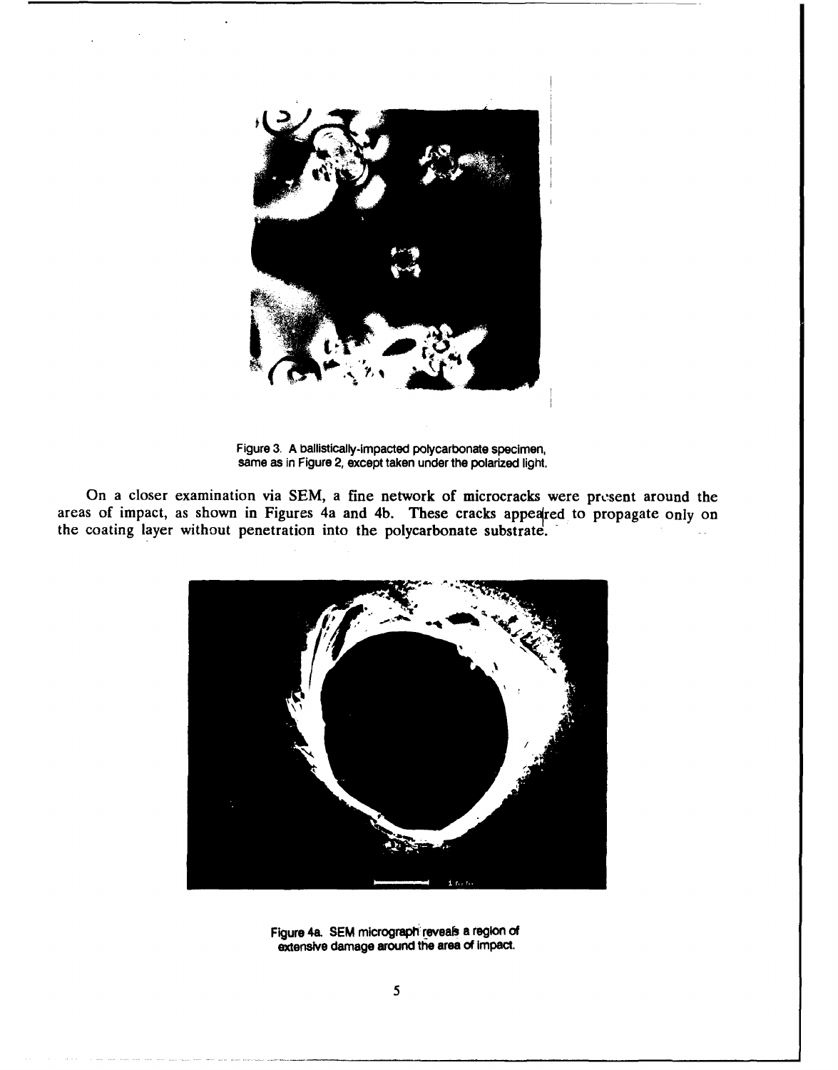Figure 3. A ballistically-impacted polycarbonate specimen, same as in Figure 2, except taken under the polarized light.

On a closer examination via SEM, a fine network of microcracks were present around the areas of impact, as shown in Figures 4a and 4b. These cracks appeared to propagate only on the coating layer without penetration into the polycarbonate substrate.

Figure 4a. SEM micrograph reveals a region of extensive damage around the area of impact.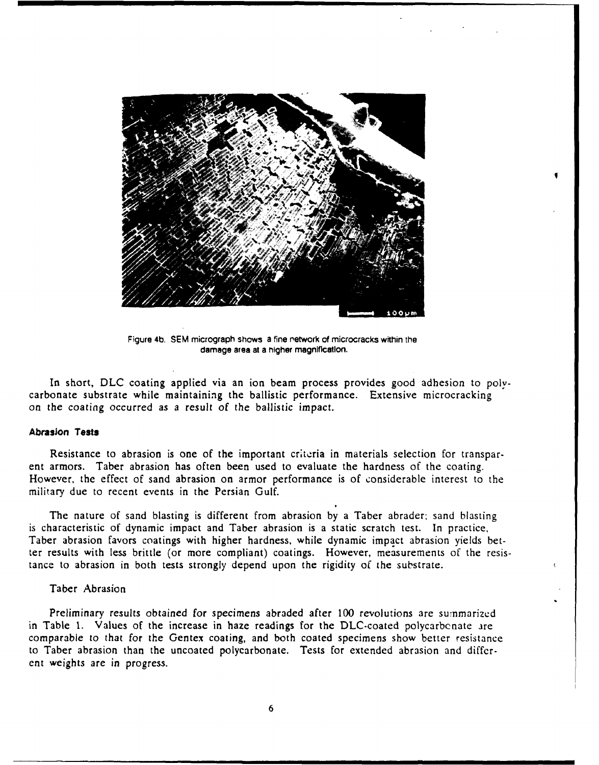Figure 4b. SEM micrograph shows a fine network of microcracks within the damage area at a higher magnification.

In short, DLC coating applied via an ion beam process provides good adhesion to polycarbonate substrate while maintaining the ballistic performance. Extensive microcracking on the coating occurred as a result of the ballistic impact.

### Abrasion Tests

Resistance to abrasion is one of the important criteria in materials selection for transparent armors. Taber abrasion has often been used to evaluate the hardness of the coating. However, the effect of sand abrasion on armor performance is of considerable interest to the military due to recent events in the Persian Gulf.

The nature of sand blasting is different from abrasion by a Taber abrader; sand blasting is characteristic of dynamic impact and Taber abrasion is a static scratch test. In practice, Taber abrasion favors coatings with higher hardness, while dynamic impact abrasion yields better results with less brittle (or more compliant) coatings. However, measurements of the resistance to abrasion in both tests strongly depend upon the rigidity of the substrate.

#### Taber Abrasion

Preliminary results obtained for specimens abraded after 100 revolutions are summarized in Table 1. Values of the increase in haze readings for the DLC-coated polycarbonate are comparable to that for the Gentex coating, and both coated specimens show better resistance to Taber abrasion than the uncoated polycarbonate. Tests for extended abrasion and different weights are in progress.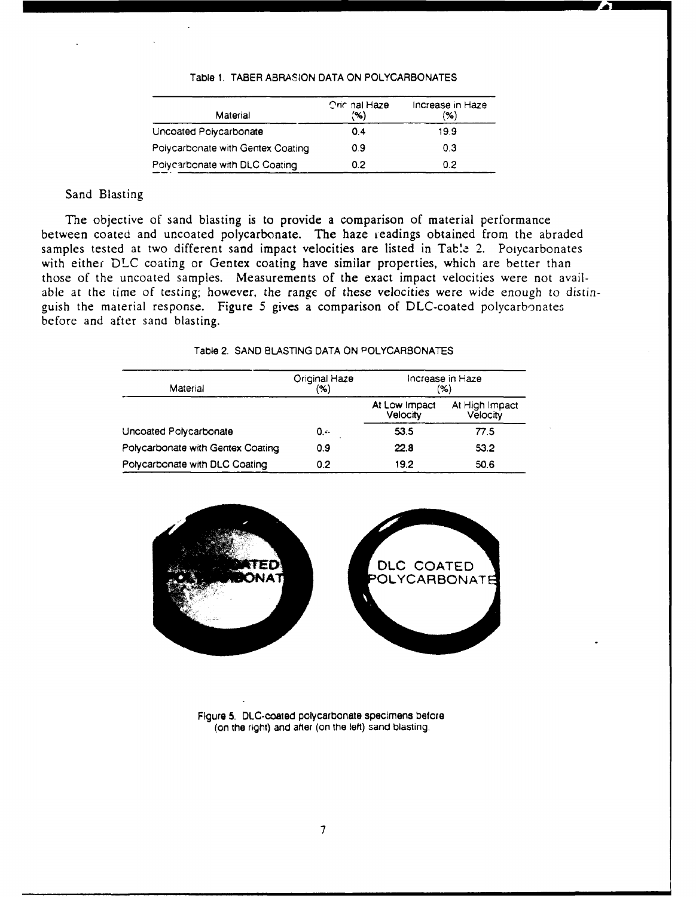Table 1. TABER ABRASION DATA ON POLYCARBONATES

| Material | Original Haze (%) | Increase in Haze (%) |
|---|---|---|
| Uncoated Polycarbonate | 0.4 | 19.9 |
| Polycarbonate with Gentex Coating | 0.9 | 0.3 |
| Polycarbonate with DLC Coating | 0.2 | 0.2 |

## Sand Blasting

The objective of sand blasting is to provide a comparison of material performance between coated and uncoated polycarbonate. The haze readings obtained from the abraded samples tested at two different sand impact velocities are listed in Table 2. Polycarbonates with either DLC coating or Gentex coating have similar properties, which are better than those of the uncoated samples. Measurements of the exact impact velocities were not available at the time of testing; however, the range of these velocities were wide enough to distinguish the material response. Figure 5 gives a comparison of DLC-coated polycarbonates before and after sand blasting.

Table 2. SAND BLASTING DATA ON POLYCARBONATES

| Material | Original Haze (%) | Increase in Haze (%) | |
|---|---|---|---|
| | | At Low Impact Velocity | At High Impact Velocity |
| Uncoated Polycarbonate | 0.4 | 53.5 | 77.5 |
| Polycarbonate with Gentex Coating | 0.9 | 22.8 | 53.2 |
| Polycarbonate with DLC Coating | 0.2 | 19.2 | 50.6 |

Figure 5. DLC-coated polycarbonate specimens before (on the right) and after (on the left) sand blasting.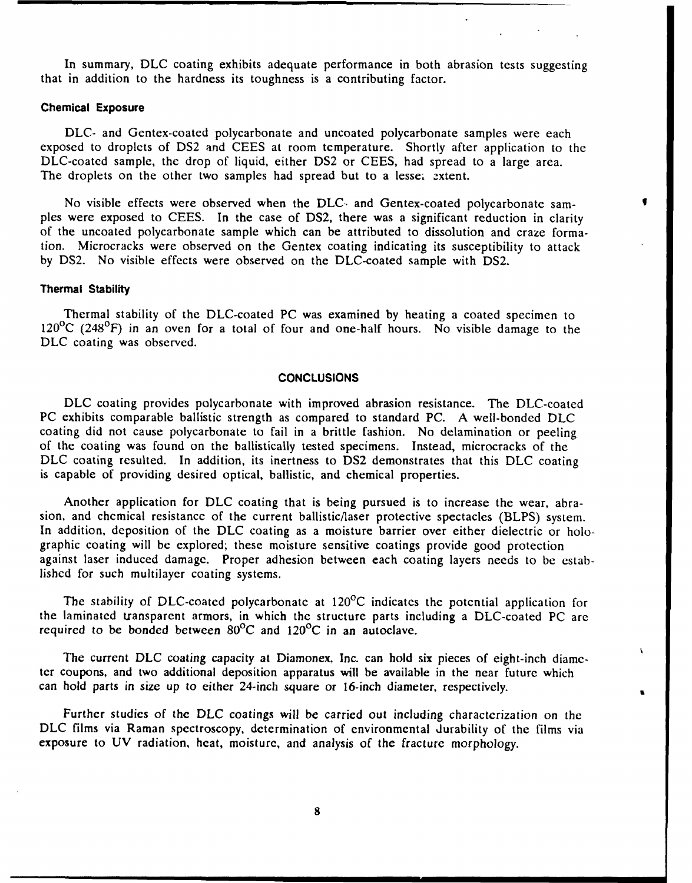In summary, DLC coating exhibits adequate performance in both abrasion tests suggesting that in addition to the hardness its toughness is a contributing factor.

### Chemical Exposure

DLC- and Gentex-coated polycarbonate and uncoated polycarbonate samples were each exposed to droplets of DS2 and CEES at room temperature. Shortly after application to the DLC-coated sample, the drop of liquid, either DS2 or CEES, had spread to a large area. The droplets on the other two samples had spread but to a lesser extent.

No visible effects were observed when the DLC- and Gentex-coated polycarbonate samples were exposed to CEES. In the case of DS2, there was a significant reduction in clarity of the uncoated polycarbonate sample which can be attributed to dissolution and craze formation. Microcracks were observed on the Gentex coating indicating its susceptibility to attack by DS2. No visible effects were observed on the DLC-coated sample with DS2.

### Thermal Stability

Thermal stability of the DLC-coated PC was examined by heating a coated specimen to 120°C (248°F) in an oven for a total of four and one-half hours. No visible damage to the DLC coating was observed.

## CONCLUSIONS

DLC coating provides polycarbonate with improved abrasion resistance. The DLC-coated PC exhibits comparable ballistic strength as compared to standard PC. A well-bonded DLC coating did not cause polycarbonate to fail in a brittle fashion. No delamination or peeling of the coating was found on the ballistically tested specimens. Instead, microcracks of the DLC coating resulted. In addition, its inertness to DS2 demonstrates that this DLC coating is capable of providing desired optical, ballistic, and chemical properties.

Another application for DLC coating that is being pursued is to increase the wear, abrasion, and chemical resistance of the current ballistic/laser protective spectacles (BLPS) system. In addition, deposition of the DLC coating as a moisture barrier over either dielectric or holographic coating will be explored; these moisture sensitive coatings provide good protection against laser induced damage. Proper adhesion between each coating layers needs to be established for such multilayer coating systems.

The stability of DLC-coated polycarbonate at 120°C indicates the potential application for the laminated transparent armors, in which the structure parts including a DLC-coated PC are required to be bonded between 80°C and 120°C in an autoclave.

The current DLC coating capacity at Diamonex, Inc. can hold six pieces of eight-inch diameter coupons, and two additional deposition apparatus will be available in the near future which can hold parts in size up to either 24-inch square or 16-inch diameter, respectively.

Further studies of the DLC coatings will be carried out including characterization on the DLC films via Raman spectroscopy, determination of environmental durability of the films via exposure to UV radiation, heat, moisture, and analysis of the fracture morphology.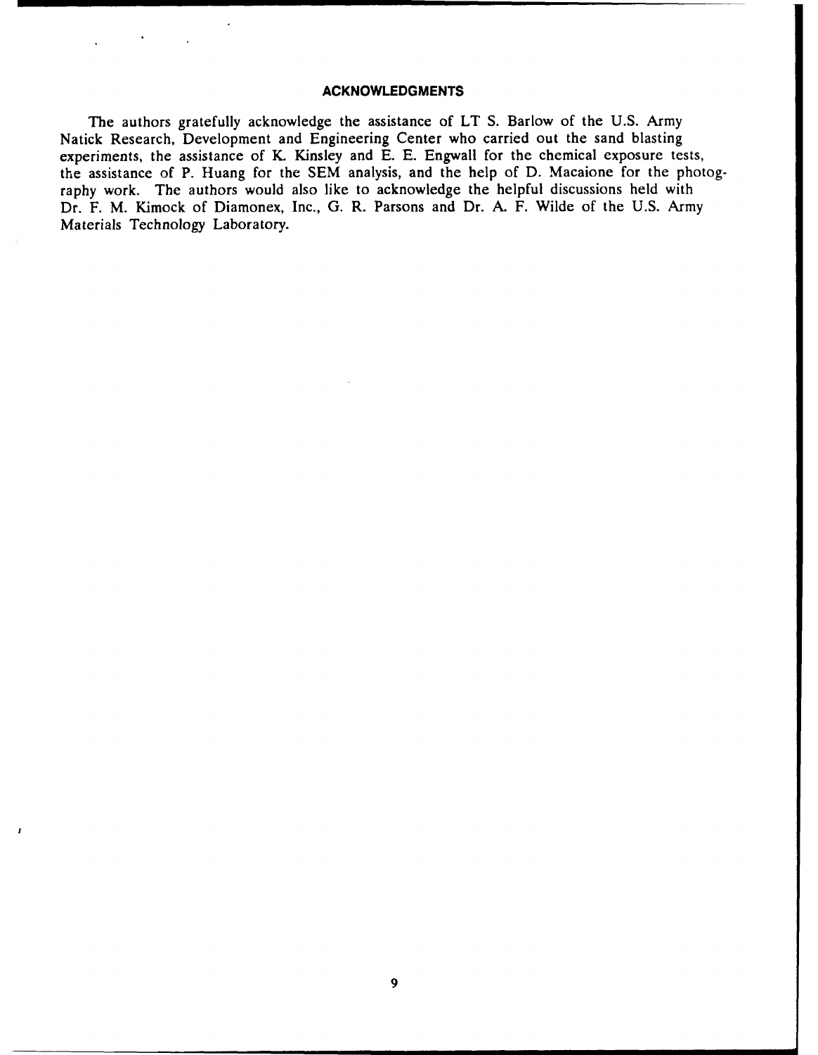## ACKNOWLEDGMENTS

The authors gratefully acknowledge the assistance of LT S. Barlow of the U.S. Army Natick Research, Development and Engineering Center who carried out the sand blasting experiments, the assistance of K. Kinsley and E. E. Engwall for the chemical exposure tests, the assistance of P. Huang for the SEM analysis, and the help of D. Macaione for the photography work. The authors would also like to acknowledge the helpful discussions held with Dr. F. M. Kimock of Diamonex, Inc., G. R. Parsons and Dr. A. F. Wilde of the U.S. Army Materials Technology Laboratory.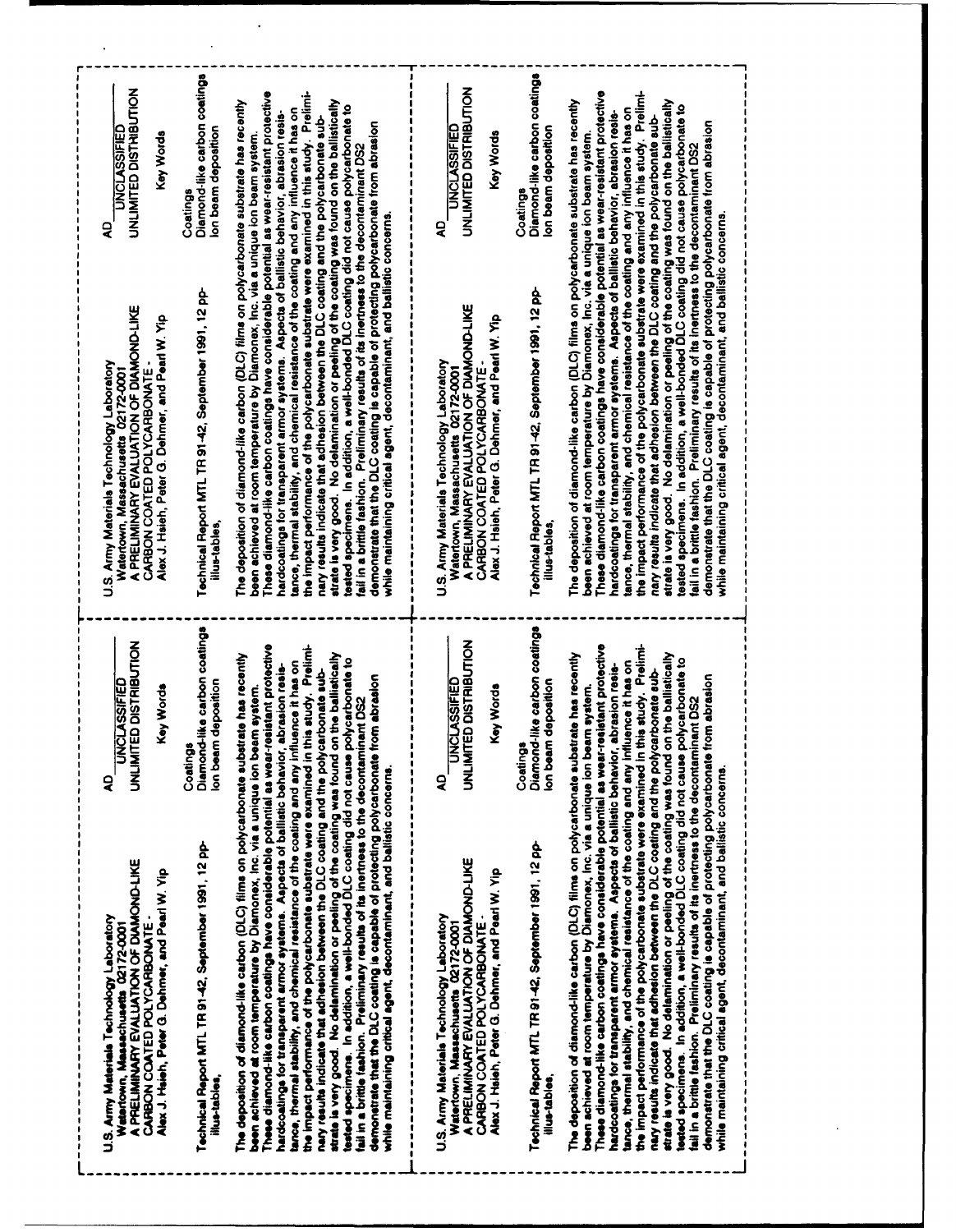U.S. Army Materials Technology Laboratory
Watertown, Massachusetts 02172-0001
A PRELIMINARY EVALUATION OF DIAMOND-LIKE CARBON COATED POLYCARBONATE -
Alex J. Hsieh, Peter G. Dehmer, and Pearl W. Yip

AD
UNCLASSIFIED
UNLIMITED DISTRIBUTION

Key Words

Coatings
Diamond-like carbon coatings
Ion beam deposition

Technical Report MTL TR 91-42, September 1991, 12 pp-illus-tables,

The deposition of diamond-like carbon (DLC) films on polycarbonate substrate has recently been achieved at room temperature by Diamonex, Inc. via a unique ion beam system. These diamond-like carbon coatings have considerable potential as wear-resistant protective hardcoatings for transparent armor systems. Aspects of ballistic behavior, abrasion resistance, thermal stability, and chemical resistance of the coating and any influence it has on the impact performance of the polycarbonate substrate were examined in this study. Preliminary results indicate that adhesion between the DLC coating and the polycarbonate substrate is very good. No delamination or peeling of the coating was found on the ballistically tested specimens. In addition, a well-bonded DLC coating did not cause polycarbonate to fail in a brittle fashion. Preliminary results of its inertness to the decontaminant DS2 demonstrate that the DLC coating is capable of protecting polycarbonate from abrasion while maintaining critical agent, decontaminant, and ballistic concerns.

---

U.S. Army Materials Technology Laboratory
Watertown, Massachusetts 02172-0001
A PRELIMINARY EVALUATION OF DIAMOND-LIKE CARBON COATED POLYCARBONATE -
Alex J. Hsieh, Peter G. Dehmer, and Pearl W. Yip

AD
UNCLASSIFIED
UNLIMITED DISTRIBUTION

Key Words

Coatings
Diamond-like carbon coatings
Ion beam deposition

Technical Report MTL TR 91-42, September 1991, 12 pp-illus-tables,

The deposition of diamond-like carbon (DLC) films on polycarbonate substrate has recently been achieved at room temperature by Diamonex, Inc. via a unique ion beam system. These diamond-like carbon coatings have considerable potential as wear-resistant protective hardcoatings for transparent armor systems. Aspects of ballistic behavior, abrasion resistance, thermal stability, and chemical resistance of the coating and any influence it has on the impact performance of the polycarbonate substrate were examined in this study. Preliminary results indicate that adhesion between the DLC coating and the polycarbonate substrate is very good. No delamination or peeling of the coating was found on the ballistically tested specimens. In addition, a well-bonded DLC coating did not cause polycarbonate to fail in a brittle fashion. Preliminary results of its inertness to the decontaminant DS2 demonstrate that the DLC coating is capable of protecting polycarbonate from abrasion while maintaining critical agent, decontaminant, and ballistic concerns.

---

U.S. Army Materials Technology Laboratory
Watertown, Massachusetts 02172-0001
A PRELIMINARY EVALUATION OF DIAMOND-LIKE CARBON COATED POLYCARBONATE -
Alex J. Hsieh, Peter G. Dehmer, and Pearl W. Yip

AD
UNCLASSIFIED
UNLIMITED DISTRIBUTION

Key Words

Coatings
Diamond-like carbon coatings
Ion beam deposition

Technical Report MTL TR 91-42, September 1991, 12 pp-illus-tables,

The deposition of diamond-like carbon (DLC) films on polycarbonate substrate has recently been achieved at room temperature by Diamonex, Inc. via a unique ion beam system. These diamond-like carbon coatings have considerable potential as wear-resistant protective hardcoatings for transparent armor systems. Aspects of ballistic behavior, abrasion resistance, thermal stability, and chemical resistance of the coating and any influence it has on the impact performance of the polycarbonate substrate were examined in this study. Preliminary results indicate that adhesion between the DLC coating and the polycarbonate substrate is very good. No delamination or peeling of the coating was found on the ballistically tested specimens. In addition, a well-bonded DLC coating did not cause polycarbonate to fail in a brittle fashion. Preliminary results of its inertness to the decontaminant DS2 demonstrate that the DLC coating is capable of protecting polycarbonate from abrasion while maintaining critical agent, decontaminant, and ballistic concerns.

---

U.S. Army Materials Technology Laboratory
Watertown, Massachusetts 02172-0001
A PRELIMINARY EVALUATION OF DIAMOND-LIKE CARBON COATED POLYCARBONATE -
Alex J. Hsieh, Peter G. Dehmer, and Pearl W. Yip

AD
UNCLASSIFIED
UNLIMITED DISTRIBUTION

Key Words

Coatings
Diamond-like carbon coatings
Ion beam deposition

Technical Report MTL TR 91-42, September 1991, 12 pp-illus-tables,

The deposition of diamond-like carbon (DLC) films on polycarbonate substrate has recently been achieved at room temperature by Diamonex, Inc. via a unique ion beam system. These diamond-like carbon coatings have considerable potential as wear-resistant protective hardcoatings for transparent armor systems. Aspects of ballistic behavior, abrasion resistance, thermal stability, and chemical resistance of the coating and any influence it has on the impact performance of the polycarbonate substrate were examined in this study. Preliminary results indicate that adhesion between the DLC coating and the polycarbonate substrate is very good. No delamination or peeling of the coating was found on the ballistically tested specimens. In addition, a well-bonded DLC coating did not cause polycarbonate to fail in a brittle fashion. Preliminary results of its inertness to the decontaminant DS2 demonstrate that the DLC coating is capable of protecting polycarbonate from abrasion while maintaining critical agent, decontaminant, and ballistic concerns.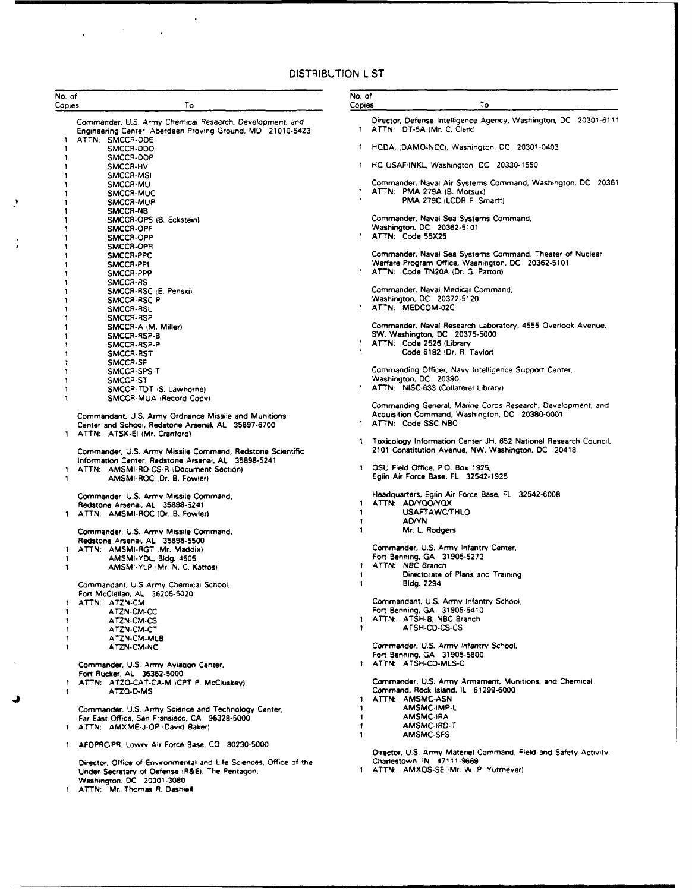# DISTRIBUTION LIST

| No. of Copies | To |
|---|---|
| | Commander, U.S. Army Chemical Research, Development, and Engineering Center, Aberdeen Proving Ground, MD 21010-5423 |
| 1 | ATTN: SMCCR-DDE |
| 1 | SMCCR-DDD |
| 1 | SMCCR-DDP |
| 1 | SMCCR-HV |
| 1 | SMCCR-MSI |
| 1 | SMCCR-MU |
| 1 | SMCCR-MUC |
| 1 | SMCCR-MUP |
| 1 | SMCCR-NB |
| 1 | SMCCR-OPS (B. Eckstein) |
| 1 | SMCCR-OPF |
| 1 | SMCCR-OPP |
| 1 | SMCCR-OPR |
| 1 | SMCCR-PPC |
| 1 | SMCCR-PPI |
| 1 | SMCCR-PPP |
| 1 | SMCCR-RS |
| 1 | SMCCR-RSC (E. Penski) |
| 1 | SMCCR-RSC-P |
| 1 | SMCCR-RSL |
| 1 | SMCCR-RSP |
| 1 | SMCCR-A (M. Miller) |
| 1 | SMCCR-RSP-B |
| 1 | SMCCR-RSP-P |
| 1 | SMCCR-RST |
| 1 | SMCCR-SF |
| 1 | SMCCR-SPS-T |
| 1 | SMCCR-ST |
| 1 | SMCCR-TDT (S. Lawhorne) |
| 1 | SMCCR-MUA (Record Copy) |
| | Commandant, U.S. Army Ordnance Missile and Munitions Center and School, Redstone Arsenal, AL 35897-6700 |
| 1 | ATTN: ATSK-EI (Mr. Cranford) |
| | Commander, U.S. Army Missile Command, Redstone Scientific Information Center, Redstone Arsenal, AL 35898-5241 |
| 1 | ATTN: AMSMI-RD-CS-R (Document Section) |
| 1 | AMSMI-ROC (Dr. B. Fowler) |
| | Commander, U.S. Army Missile Command, Redstone Arsenal, AL 35898-5241 |
| 1 | ATTN: AMSMI-ROC (Dr. B. Fowler) |
| | Commander, U.S. Army Missile Command, Redstone Arsenal, AL 35898-5500 |
| 1 | ATTN: AMSMI-RGT (Mr. Maddix) |
| 1 | AMSMI-YDL, Bldg. 4505 |
| 1 | AMSMI-YLP (Mr. N. C. Kattos) |
| | Commandant, U.S Army Chemical School, Fort McClellan, AL 36205-5020 |
| 1 | ATTN: ATZN-CM |
| 1 | ATZN-CM-CC |
| 1 | ATZN-CM-CS |
| 1 | ATZN-CM-CT |
| 1 | ATZN-CM-MLB |
| 1 | ATZN-CM-NC |
| | Commander, U.S. Army Aviation Center, Fort Rucker, AL 36362-5000 |
| 1 | ATTN: ATZQ-CAT-CA-M (CPT P. McCluskey) |
| 1 | ATZQ-D-MS |
| | Commander, U.S. Army Science and Technology Center, Far East Office, San Fransisco, CA 96328-5000 |
| 1 | ATTN: AMXME-J-OP (David Baker) |
| 1 | AFDPRC/PR, Lowry Air Force Base, CO 80230-5000 |
| | Director, Office of Environmental and Life Sciences, Office of the Under Secretary of Defense (R&E), The Pentagon, Washington, DC 20301-3080 |
| 1 | ATTN: Mr. Thomas R. Dashiell |
| | Director, Defense Intelligence Agency, Washington, DC 20301-6111 |
| 1 | ATTN: DT-5A (Mr. C. Clark) |
| 1 | HQDA, (DAMO-NCC), Washington, DC 20301-0403 |
| 1 | HQ USAF/INKL, Washington, DC 20330-1550 |
| | Commander, Naval Air Systems Command, Washington, DC 20361 |
| 1 | ATTN: PMA 279A (B. Motsuk) |
| 1 | PMA 279C (LCDR F. Smartt) |
| | Commander, Naval Sea Systems Command, Washington, DC 20362-5101 |
| 1 | ATTN: Code 55X25 |
| | Commander, Naval Sea Systems Command, Theater of Nuclear Warfare Program Office, Washington, DC 20362-5101 |
| 1 | ATTN: Code TN20A (Dr. G. Patton) |
| | Commander, Naval Medical Command, Washington, DC 20372-5120 |
| 1 | ATTN: MEDCOM-02C |
| | Commander, Naval Research Laboratory, 4555 Overlook Avenue, SW, Washington, DC 20375-5000 |
| 1 | ATTN: Code 2526 (Library |
| 1 | Code 6182 (Dr. R. Taylor) |
| | Commanding Officer, Navy Intelligence Support Center, Washington, DC 20390 |
| 1 | ATTN: NISC-633 (Collateral Library) |
| | Commanding General, Marine Corps Research, Development, and Acquisition Command, Washington, DC 20380-0001 |
| 1 | ATTN: Code SSC NBC |
| 1 | Toxicology Information Center JH, 652 National Research Council, 2101 Constitution Avenue, NW, Washington, DC 20418 |
| 1 | OSU Field Office, P.O. Box 1925, Eglin Air Force Base, FL 32542-1925 |
| | Headquarters, Eglin Air Force Base, FL 32542-6008 |
| 1 | ATTN: AD/YQO/YQX |
| 1 | USAFTAWC/THLO |
| 1 | AD/YN |
| 1 | Mr. L. Rodgers |
| | Commander, U.S. Army Infantry Center, Fort Benning, GA 31905-5273 |
| 1 | ATTN: NBC Branch |
| 1 | Directorate of Plans and Training |
| 1 | Bldg. 2294 |
| | Commandant, U.S. Army Infantry School, Fort Benning, GA 31905-5410 |
| 1 | ATTN: ATSH-B, NBC Branch |
| 1 | ATSH-CD-CS-CS |
| | Commander, U.S. Army Infantry School, Fort Benning, GA 31905-5800 |
| 1 | ATTN: ATSH-CD-MLS-C |
| | Commander, U.S. Army Armament, Munitions, and Chemical Command, Rock Island, IL 61299-6000 |
| 1 | ATTN: AMSMC-ASN |
| 1 | AMSMC-IMP-L |
| 1 | AMSMC-IRA |
| 1 | AMSMC-IRD-T |
| 1 | AMSMC-SFS |
| | Director, U.S. Army Materiel Command, Field and Safety Activity, Charlestown IN 47111-9669 |
| 1 | ATTN: AMXOS-SE (Mr. W. P. Yutmeyer) |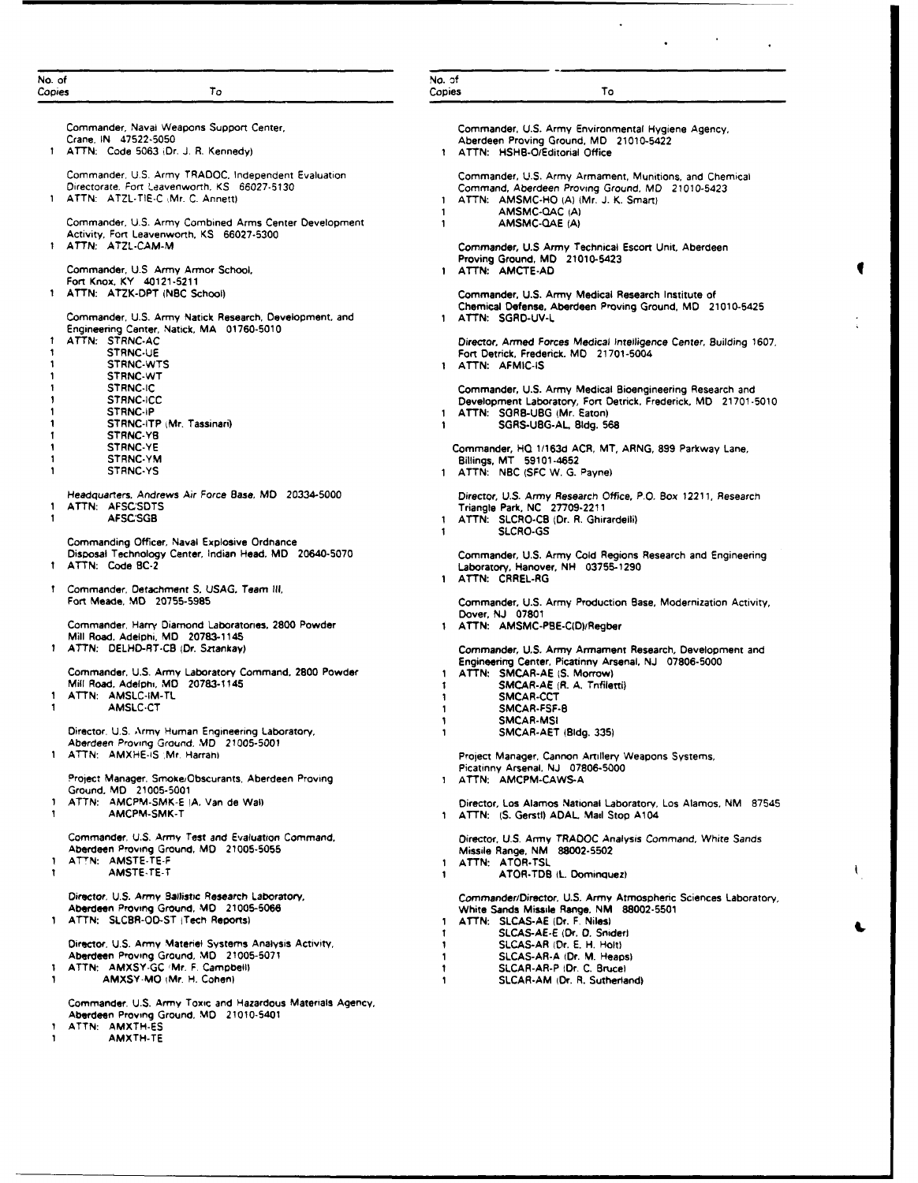| No. of Copies | To |
|---|---|
| | Commander, Naval Weapons Support Center, Crane, IN 47522-5050 |
| 1 | ATTN: Code 5063 (Dr. J. R. Kennedy) |
| | Commander, U.S. Army TRADOC, Independent Evaluation Directorate, Fort Leavenworth, KS 66027-5130 |
| 1 | ATTN: ATZL-TIE-C (Mr. C. Annett) |
| | Commander, U.S. Army Combined Arms Center Development Activity, Fort Leavenworth, KS 66027-5300 |
| 1 | ATTN: ATZL-CAM-M |
| | Commander, U.S Army Armor School, Fort Knox, KY 40121-5211 |
| 1 | ATTN: ATZK-DPT (NBC School) |
| | Commander, U.S. Army Natick Research, Development, and Engineering Center, Natick, MA 01760-5010 |
| 1 | ATTN: STRNC-AC |
| 1 | STRNC-UE |
| 1 | STRNC-WTS |
| 1 | STRNC-WT |
| 1 | STRNC-IC |
| 1 | STRNC-ICC |
| 1 | STRNC-IP |
| 1 | STRNC-ITP (Mr. Tassinari) |
| 1 | STRNC-YB |
| 1 | STRNC-YE |
| 1 | STRNC-YM |
| 1 | STRNC-YS |
| | Headquarters, Andrews Air Force Base, MD 20334-5000 |
| 1 | ATTN: AFSC/SDTS |
| 1 | AFSC/SGB |
| | Commanding Officer, Naval Explosive Ordnance Disposal Technology Center, Indian Head, MD 20640-5070 |
| 1 | ATTN: Code BC-2 |
| 1 | Commander, Detachment S, USAG, Team III, Fort Meade, MD 20755-5985 |
| | Commander, Harry Diamond Laboratories, 2800 Powder Mill Road, Adelphi, MD 20783-1145 |
| 1 | ATTN: DELHD-RT-CB (Dr. Sztankay) |
| | Commander, U.S. Army Laboratory Command, 2800 Powder Mill Road, Adelphi, MD 20783-1145 |
| 1 | ATTN: AMSLC-IM-TL |
| 1 | AMSLC-CT |
| | Director, U.S. Army Human Engineering Laboratory, Aberdeen Proving Ground, MD 21005-5001 |
| 1 | ATTN: AMXHE-IS (Mr. Harrah) |
| | Project Manager, Smoke/Obscurants, Aberdeen Proving Ground, MD 21005-5001 |
| 1 | ATTN: AMCPM-SMK-E (A. Van de Wal) |
| 1 | AMCPM-SMK-T |
| | Commander, U.S. Army Test and Evaluation Command, Aberdeen Proving Ground, MD 21005-5055 |
| 1 | ATTN: AMSTE-TE-F |
| 1 | AMSTE-TE-T |
| | Director, U.S. Army Ballistic Research Laboratory, Aberdeen Proving Ground, MD 21005-5066 |
| 1 | ATTN: SLCBR-OD-ST (Tech Reports) |
| | Director, U.S. Army Materiel Systems Analysis Activity, Aberdeen Proving Ground, MD 21005-5071 |
| 1 | ATTN: AMXSY-GC (Mr. F. Campbell) |
| 1 | AMXSY-MO (Mr. H. Cohen) |
| | Commander, U.S. Army Toxic and Hazardous Materials Agency, Aberdeen Proving Ground, MD 21010-5401 |
| 1 | ATTN: AMXTH-ES |
| 1 | AMXTH-TE |
| | Commander, U.S. Army Environmental Hygiene Agency, Aberdeen Proving Ground, MD 21010-5422 |
| 1 | ATTN: HSHB-O/Editorial Office |
| | Commander, U.S. Army Armament, Munitions, and Chemical Command, Aberdeen Proving Ground, MD 21010-5423 |
| 1 | ATTN: AMSMC-HO (A) (Mr. J. K. Smart) |
| 1 | AMSMC-QAC (A) |
| 1 | AMSMC-QAE (A) |
| | Commander, U.S Army Technical Escort Unit, Aberdeen Proving Ground, MD 21010-5423 |
| 1 | ATTN: AMCTE-AD |
| | Commander, U.S. Army Medical Research Institute of Chemical Defense, Aberdeen Proving Ground, MD 21010-5425 |
| 1 | ATTN: SGRD-UV-L |
| | Director, Armed Forces Medical Intelligence Center, Building 1607, Fort Detrick, Frederick, MD 21701-5004 |
| 1 | ATTN: AFMIC-IS |
| | Commander, U.S. Army Medical Bioengineering Research and Development Laboratory, Fort Detrick, Frederick, MD 21701-5010 |
| 1 | ATTN: SGRB-UBG (Mr. Eaton) |
| 1 | SGRS-UBG-AL, Bldg. 568 |
| | Commander, HQ 1/163d ACR, MT, ARNG, 899 Parkway Lane, Billings, MT 59101-4652 |
| 1 | ATTN: NBC (SFC W. G. Payne) |
| | Director, U.S. Army Research Office, P.O. Box 12211, Research Triangle Park, NC 27709-2211 |
| 1 | ATTN: SLCRO-CB (Dr. R. Ghirardelli) |
| 1 | SLCRO-GS |
| | Commander, U.S. Army Cold Regions Research and Engineering Laboratory, Hanover, NH 03755-1290 |
| 1 | ATTN: CRREL-RG |
| | Commander, U.S. Army Production Base, Modernization Activity, Dover, NJ 07801 |
| 1 | ATTN: AMSMC-PBE-C(D)/Regber |
| | Commander, U.S. Army Armament Research, Development and Engineering Center, Picatinny Arsenal, NJ 07806-5000 |
| 1 | ATTN: SMCAR-AE (S. Morrow) |
| 1 | SMCAR-AE (R. A. Trifiletti) |
| 1 | SMCAR-CCT |
| 1 | SMCAR-FSF-B |
| 1 | SMCAR-MSI |
| 1 | SMCAR-AET (Bldg. 335) |
| | Project Manager, Cannon Artillery Weapons Systems, Picatinny Arsenal, NJ 07806-5000 |
| 1 | ATTN: AMCPM-CAWS-A |
| | Director, Los Alamos National Laboratory, Los Alamos, NM 87545 |
| 1 | ATTN: (S. Gerstl) ADAL, Mail Stop A104 |
| | Director, U.S. Army TRADOC Analysis Command, White Sands Missile Range, NM 88002-5502 |
| 1 | ATTN: ATOR-TSL |
| 1 | ATOR-TDB (L. Dominquez) |
| | Commander/Director, U.S. Army Atmospheric Sciences Laboratory, White Sands Missile Range, NM 88002-5501 |
| 1 | ATTN: SLCAS-AE (Dr. F. Niles) |
| 1 | SLCAS-AE-E (Dr. D. Snider) |
| 1 | SLCAS-AR (Dr. E. H. Holt) |
| 1 | SLCAS-AR-A (Dr. M. Heaps) |
| 1 | SLCAR-AR-P (Dr. C. Bruce) |
| 1 | SLCAR-AM (Dr. R. Sutherland) |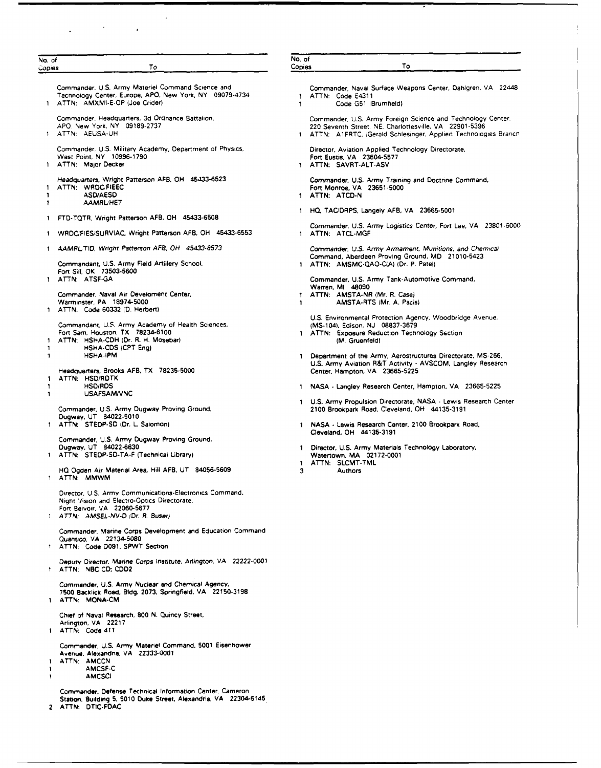| No. of Copies | To |
|---|---|
| | Commander, U.S. Army Materiel Command Science and Technology Center, Europe, APO, New York, NY 09079-4734 |
| 1 | ATTN: AMXMI-E-OP (Joe Crider) |
| | Commander, Headquarters, 3d Ordnance Battalion, APO, New York, NY 09189-2737 |
| 1 | ATTN: AEUSA-UH |
| | Commander, U.S. Military Academy, Department of Physics, West Point, NY 10996-1790 |
| 1 | ATTN: Major Decker |
| | Headquarters, Wright Patterson AFB, OH 45433-6523 |
| 1 | ATTN: WRDC/FIEEC |
| 1 | ASD/AESD |
| 1 | AAMRL/HET |
| 1 | FTD-TQTR, Wright Patterson AFB, OH 45433-6508 |
| 1 | WRDC/FIES/SURVIAC, Wright Patterson AFB, OH 45433-6553 |
| 1 | AAMRL/TID, Wright Patterson AFB, OH 45433-6573 |
| | Commandant, U.S. Army Field Artillery School, Fort Sill, OK 73503-5600 |
| 1 | ATTN: ATSF-GA |
| | Commander, Naval Air Develoment Center, Warminster, PA 18974-5000 |
| 1 | ATTN: Code 60332 (D. Herbert) |
| | Commandant, U.S. Army Academy of Health Sciences, Fort Sam, Houston, TX 78234-6100 |
| 1 | ATTN: HSHA-CDH (Dr. R. H. Mosebar) |
| 1 | HSHA-CDS (CPT Eng) |
| 1 | HSHA-IPM |
| | Headquarters, Brooks AFB, TX 78235-5000 |
| 1 | ATTN: HSD/RDTK |
| 1 | HSD/RDS |
| 1 | USAFSAM/VNC |
| | Commander, U.S. Army Dugway Proving Ground, Dugway, UT 84022-5010 |
| 1 | ATTN: STEDP-SD (Dr. L. Salomon) |
| | Commander, U.S. Army Dugway Proving Ground, Dugway, UT 84022-6630 |
| 1 | ATTN: STEDP-SD-TA-F (Technical Library) |
| | HQ Ogden Air Material Area, Hill AFB, UT 84056-5609 |
| 1 | ATTN: MMWM |
| | Director, U.S. Army Communications-Electronics Command, Night Vision and Electro-Optics Directorate, Fort Belvoir, VA 22060-5677 |
| 1 | ATTN: AMSEL-NV-D (Dr. R. Buser) |
| | Commander, Marine Corps Development and Education Command Quantico, VA 22134-5080 |
| 1 | ATTN: Code D091, SPWT Section |
| | Deputy Director, Marine Corps Institute, Arlington, VA 22222-0001 |
| 1 | ATTN: NBC CD; CDD2 |
| | Commander, U.S. Army Nuclear and Chemical Agency, 7500 Backlick Road, Bldg. 2073, Springfield, VA 22150-3198 |
| 1 | ATTN: MONA-CM |
| | Chief of Naval Research, 800 N. Quincy Street, Arlington, VA 22217 |
| 1 | ATTN: Code 411 |
| | Commander, U.S. Army Materiel Command, 5001 Eisenhower Avenue, Alexandria, VA 22333-0001 |
| 1 | ATTN: AMCCN |
| 1 | AMCSF-C |
| 1 | AMCSCI |
| | Commander, Defense Technical Information Center, Cameron Station, Building 5, 5010 Duke Street, Alexandria, VA 22304-6145 |
| 2 | ATTN: DTIC-FDAC |
| | Commander, Naval Surface Weapons Center, Dahlgren, VA 22448 |
| 1 | ATTN: Code E4311 |
| 1 | Code G51 (Brumfield) |
| | Commander, U.S. Army Foreign Science and Technology Center, 220 Seventh Street, NE, Charlottesville, VA 22901-5396 |
| 1 | ATTN: AIFRTC, (Gerald Schlesinger, Applied Technologies Branch |
| | Director, Aviation Applied Technology Directorate, Fort Eustis, VA 23604-5577 |
| 1 | ATTN: SAVRT-ALT-ASV |
| | Commander, U.S. Army Training and Doctrine Command, Fort Monroe, VA 23651-5000 |
| 1 | ATTN: ATCD-N |
| 1 | HQ, TAC/DRPS, Langely AFB, VA 23665-5001 |
| | Commander, U.S. Army Logistics Center, Fort Lee, VA 23801-6000 |
| 1 | ATTN: ATCL-MGF |
| | Commander, U.S. Army Armament, Munitions, and Chemical Command, Aberdeen Proving Ground, MD 21010-5423 |
| 1 | ATTN: AMSMC-QAO-C(A) (Dr. P. Patel) |
| | Commander, U.S. Army Tank-Automotive Command, Warren, MI 48090 |
| 1 | ATTN: AMSTA-NR (Mr. R. Case) |
| 1 | AMSTA-RTS (Mr. A. Pacis) |
| | U.S. Environmental Protection Agency, Woodbridge Avenue, (MS-104), Edison, NJ 08837-3679 |
| 1 | ATTN: Exposure Reduction Technology Section (M. Gruenfeld) |
| 1 | Department of the Army, Aerostructures Directorate, MS-266, U.S. Army Aviation R&T Activity - AVSCOM, Langley Research Center, Hampton, VA 23665-5225 |
| 1 | NASA - Langley Research Center, Hampton, VA 23665-5225 |
| 1 | U.S. Army Propulsion Directorate, NASA - Lewis Research Center 2100 Brookpark Road, Cleveland, OH 44135-3191 |
| 1 | NASA - Lewis Research Center, 2100 Brookpark Road, Cleveland, OH 44135-3191 |
| 1 | Director, U.S. Army Materials Technology Laboratory, Watertown, MA 02172-0001 |
| 1 | ATTN: SLCMT-TML |
| 3 | Authors |